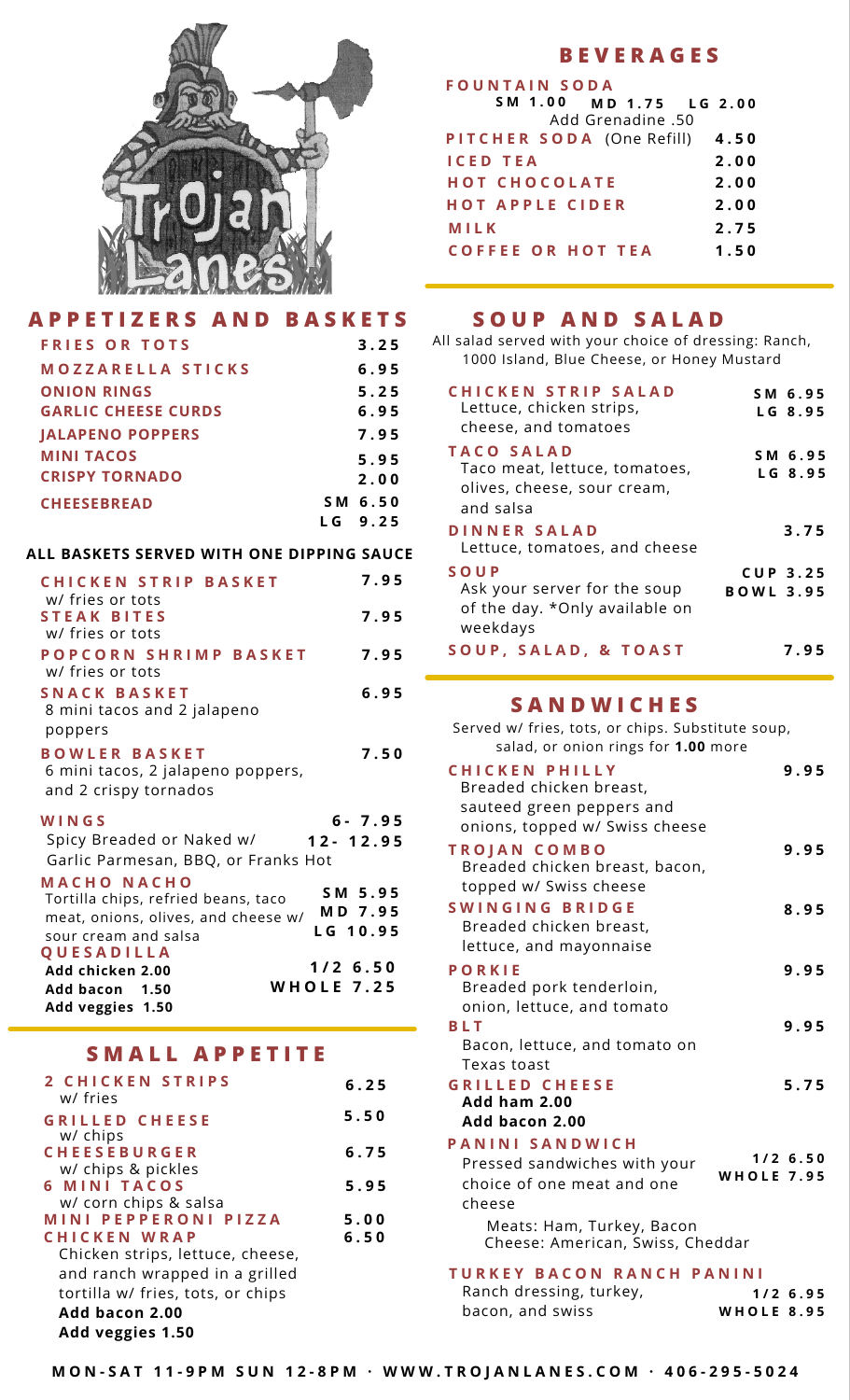Trojan Lanes

## APPETIZERS AND BASKETS

| Item | Price |
|---|---|
| FRIES OR TOTS | 3.25 |
| MOZZARELLA STICKS | 6.95 |
| ONION RINGS | 5.25 |
| GARLIC CHEESE CURDS | 6.95 |
| JALAPENO POPPERS | 7.95 |
| MINI TACOS | 5.95 |
| CRISPY TORNADO | 2.00 |
| CHEESEBREAD | SM 6.50<br>LG 9.25 |

**ALL BASKETS SERVED WITH ONE DIPPING SAUCE**

**CHICKEN STRIP BASKET** — 7.95
w/ fries or tots

**STEAK BITES** — 7.95
w/ fries or tots

**POPCORN SHRIMP BASKET** — 7.95
w/ fries or tots

**SNACK BASKET** — 6.95
8 mini tacos and 2 jalapeno poppers

**BOWLER BASKET** — 7.50
6 mini tacos, 2 jalapeno poppers, and 2 crispy tornados

**WINGS** — 6- 7.95 / 12- 12.95
Spicy Breaded or Naked w/ Garlic Parmesan, BBQ, or Franks Hot

**MACHO NACHO** — SM 5.95 / MD 7.95 / LG 10.95
Tortilla chips, refried beans, taco meat, onions, olives, and cheese w/ sour cream and salsa

**QUESADILLA** — 1/2 6.50 / WHOLE 7.25
**Add chicken 2.00**
**Add bacon 1.50**
**Add veggies 1.50**

## SMALL APPETITE

**2 CHICKEN STRIPS** — 6.25
w/ fries

**GRILLED CHEESE** — 5.50
w/ chips

**CHEESEBURGER** — 6.75
w/ chips & pickles

**6 MINI TACOS** — 5.95
w/ corn chips & salsa

**MINI PEPPERONI PIZZA** — 5.00

**CHICKEN WRAP** — 6.50
Chicken strips, lettuce, cheese, and ranch wrapped in a grilled tortilla w/ fries, tots, or chips
**Add bacon 2.00**
**Add veggies 1.50**

## BEVERAGES

**FOUNTAIN SODA** — SM 1.00 MD 1.75 LG 2.00
Add Grenadine .50

| Item | Price |
|---|---|
| PITCHER SODA (One Refill) | 4.50 |
| ICED TEA | 2.00 |
| HOT CHOCOLATE | 2.00 |
| HOT APPLE CIDER | 2.00 |
| MILK | 2.75 |
| COFFEE OR HOT TEA | 1.50 |

## SOUP AND SALAD

All salad served with your choice of dressing: Ranch, 1000 Island, Blue Cheese, or Honey Mustard

**CHICKEN STRIP SALAD** — SM 6.95 / LG 8.95
Lettuce, chicken strips, cheese, and tomatoes

**TACO SALAD** — SM 6.95 / LG 8.95
Taco meat, lettuce, tomatoes, olives, cheese, sour cream, and salsa

**DINNER SALAD** — 3.75
Lettuce, tomatoes, and cheese

**SOUP** — CUP 3.25 / BOWL 3.95
Ask your server for the soup of the day. *Only available on weekdays

**SOUP, SALAD, & TOAST** — 7.95

## SANDWICHES

Served w/ fries, tots, or chips. Substitute soup, salad, or onion rings for **1.00** more

**CHICKEN PHILLY** — 9.95
Breaded chicken breast, sauteed green peppers and onions, topped w/ Swiss cheese

**TROJAN COMBO** — 9.95
Breaded chicken breast, bacon, topped w/ Swiss cheese

**SWINGING BRIDGE** — 8.95
Breaded chicken breast, lettuce, and mayonnaise

**PORKIE** — 9.95
Breaded pork tenderloin, onion, lettuce, and tomato

**BLT** — 9.95
Bacon, lettuce, and tomato on Texas toast

**GRILLED CHEESE** — 5.75
**Add ham 2.00**
**Add bacon 2.00**

**PANINI SANDWICH** — 1/2 6.50 / WHOLE 7.95
Pressed sandwiches with your choice of one meat and one cheese
Meats: Ham, Turkey, Bacon
Cheese: American, Swiss, Cheddar

**TURKEY BACON RANCH PANINI** — 1/2 6.95 / WHOLE 8.95
Ranch dressing, turkey, bacon, and swiss

**MON-SAT 11-9PM SUN 12-8PM · WWW.TROJANLANES.COM · 406-295-5024**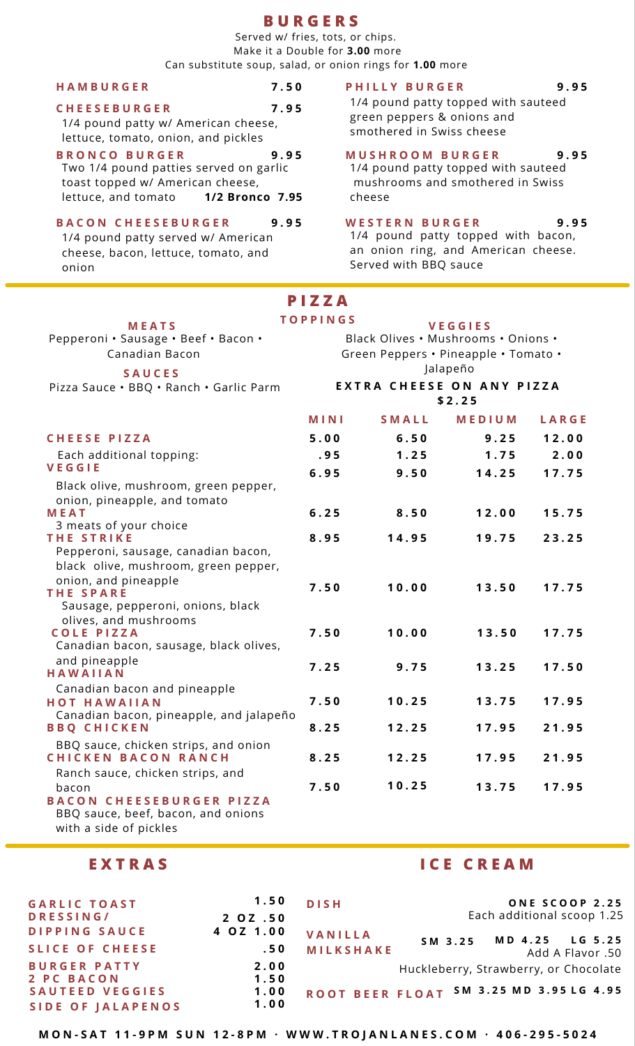## BURGERS

Served w/ fries, tots, or chips.
Make it a Double for **3.00** more
Can substitute soup, salad, or onion rings for **1.00** more

**HAMBURGER** 7.50

**CHEESEBURGER** 7.95
1/4 pound patty w/ American cheese, lettuce, tomato, onion, and pickles

**BRONCO BURGER** 9.95
Two 1/4 pound patties served on garlic toast topped w/ American cheese, lettuce, and tomato **1/2 Bronco 7.95**

**BACON CHEESEBURGER** 9.95
1/4 pound patty served w/ American cheese, bacon, lettuce, tomato, and onion

**PHILLY BURGER** 9.95
1/4 pound patty topped with sauteed green peppers & onions and smothered in Swiss cheese

**MUSHROOM BURGER** 9.95
1/4 pound patty topped with sauteed mushrooms and smothered in Swiss cheese

**WESTERN BURGER** 9.95
1/4 pound patty topped with bacon, an onion ring, and American cheese. Served with BBQ sauce

## PIZZA

### TOPPINGS

**MEATS**
Pepperoni • Sausage • Beef • Bacon • Canadian Bacon

**SAUCES**
Pizza Sauce • BBQ • Ranch • Garlic Parm

**VEGGIES**
Black Olives • Mushrooms • Onions • Green Peppers • Pineapple • Tomato • Jalapeño

**EXTRA CHEESE ON ANY PIZZA**
**$2.25**

| | MINI | SMALL | MEDIUM | LARGE |
|---|---|---|---|---|
| **CHEESE PIZZA** | 5.00 | 6.50 | 9.25 | 12.00 |
| Each additional topping: | .95 | 1.25 | 1.75 | 2.00 |
| **VEGGIE** Black olive, mushroom, green pepper, onion, pineapple, and tomato | 6.95 | 9.50 | 14.25 | 17.75 |
| **MEAT** 3 meats of your choice | 6.25 | 8.50 | 12.00 | 15.75 |
| **THE STRIKE** Pepperoni, sausage, canadian bacon, black olive, mushroom, green pepper, onion, and pineapple | 8.95 | 14.95 | 19.75 | 23.25 |
| **THE SPARE** Sausage, pepperoni, onions, black olives, and mushrooms | 7.50 | 10.00 | 13.50 | 17.75 |
| **COLE PIZZA** Canadian bacon, sausage, black olives, and pineapple | 7.50 | 10.00 | 13.50 | 17.75 |
| **HAWAIIAN** Canadian bacon and pineapple | 7.25 | 9.75 | 13.25 | 17.50 |
| **HOT HAWAIIAN** Canadian bacon, pineapple, and jalapeño | 7.50 | 10.25 | 13.75 | 17.95 |
| **BBQ CHICKEN** BBQ sauce, chicken strips, and onion | 8.25 | 12.25 | 17.95 | 21.95 |
| **CHICKEN BACON RANCH** Ranch sauce, chicken strips, and bacon | 8.25 | 12.25 | 17.95 | 21.95 |
| **BACON CHEESEBURGER PIZZA** BBQ sauce, beef, bacon, and onions with a side of pickles | 7.50 | 10.25 | 13.75 | 17.95 |

## EXTRAS

| | |
|---|---|
| **GARLIC TOAST** | 1.50 |
| **DRESSING/ DIPPING SAUCE** | 2 OZ .50 / 4 OZ 1.00 |
| **SLICE OF CHEESE** | .50 |
| **BURGER PATTY** | 2.00 |
| **2 PC BACON** | 1.50 |
| **SAUTEED VEGGIES** | 1.00 |
| **SIDE OF JALAPENOS** | 1.00 |

## ICE CREAM

**DISH** — **ONE SCOOP 2.25**
Each additional scoop 1.25

**VANILLA MILKSHAKE** — SM 3.25 MD 4.25 LG 5.25
Add A Flavor .50
Huckleberry, Strawberry, or Chocolate

**ROOT BEER FLOAT** — SM 3.25 MD 3.95 LG 4.95

**MON-SAT 11-9PM SUN 12-8PM · WWW.TROJANLANES.COM · 406-295-5024**